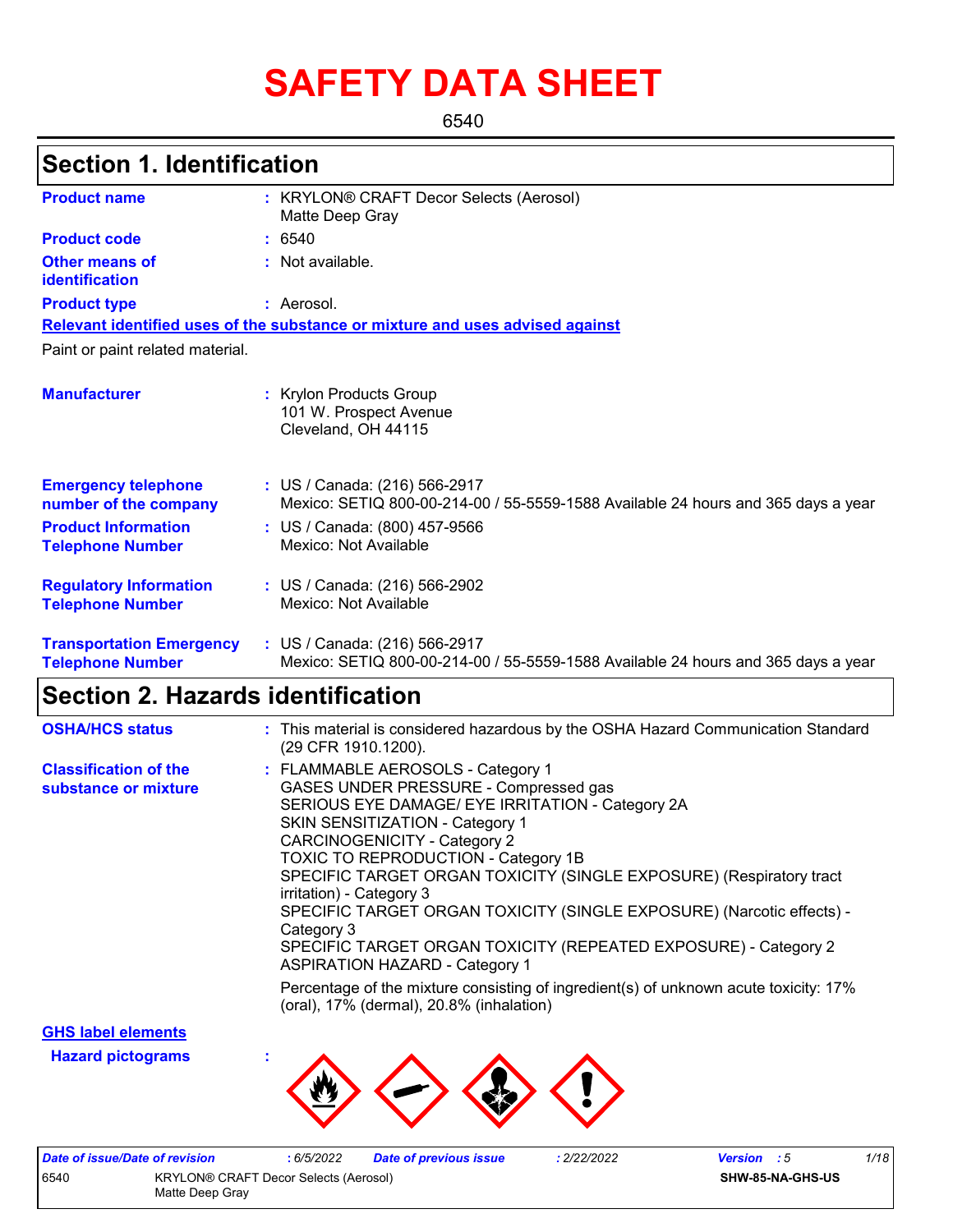# SAFETY DATA SHEET

6540

## Section 1. Identification

**Product name** : KRYLON® CRAFT Decor Selects (Aerosol)
Matte Deep Gray

**Product code** : 6540

**Other means of identification** : Not available.

**Product type** : Aerosol.

**Relevant identified uses of the substance or mixture and uses advised against**

Paint or paint related material.

**Manufacturer** : Krylon Products Group
101 W. Prospect Avenue
Cleveland, OH 44115

**Emergency telephone number of the company** : US / Canada: (216) 566-2917
Mexico: SETIQ 800-00-214-00 / 55-5559-1588 Available 24 hours and 365 days a year

**Product Information Telephone Number** : US / Canada: (800) 457-9566
Mexico: Not Available

**Regulatory Information Telephone Number** : US / Canada: (216) 566-2902
Mexico: Not Available

**Transportation Emergency Telephone Number** : US / Canada: (216) 566-2917
Mexico: SETIQ 800-00-214-00 / 55-5559-1588 Available 24 hours and 365 days a year

## Section 2. Hazards identification

**OSHA/HCS status** : This material is considered hazardous by the OSHA Hazard Communication Standard (29 CFR 1910.1200).

**Classification of the substance or mixture** : FLAMMABLE AEROSOLS - Category 1
GASES UNDER PRESSURE - Compressed gas
SERIOUS EYE DAMAGE/ EYE IRRITATION - Category 2A
SKIN SENSITIZATION - Category 1
CARCINOGENICITY - Category 2
TOXIC TO REPRODUCTION - Category 1B
SPECIFIC TARGET ORGAN TOXICITY (SINGLE EXPOSURE) (Respiratory tract irritation) - Category 3
SPECIFIC TARGET ORGAN TOXICITY (SINGLE EXPOSURE) (Narcotic effects) - Category 3
SPECIFIC TARGET ORGAN TOXICITY (REPEATED EXPOSURE) - Category 2
ASPIRATION HAZARD - Category 1

Percentage of the mixture consisting of ingredient(s) of unknown acute toxicity: 17% (oral), 17% (dermal), 20.8% (inhalation)

**GHS label elements**

**Hazard pictograms** :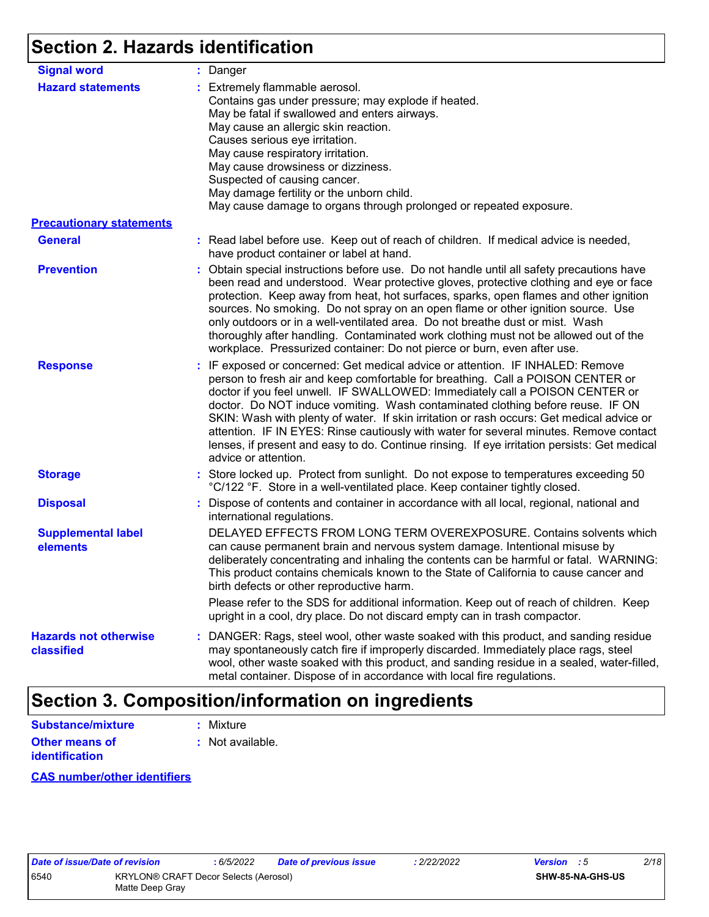## Section 2. Hazards identification

**Signal word** : Danger

**Hazard statements** : Extremely flammable aerosol.
Contains gas under pressure; may explode if heated.
May be fatal if swallowed and enters airways.
May cause an allergic skin reaction.
Causes serious eye irritation.
May cause respiratory irritation.
May cause drowsiness or dizziness.
Suspected of causing cancer.
May damage fertility or the unborn child.
May cause damage to organs through prolonged or repeated exposure.

**Precautionary statements**

**General** : Read label before use. Keep out of reach of children. If medical advice is needed, have product container or label at hand.

**Prevention** : Obtain special instructions before use. Do not handle until all safety precautions have been read and understood. Wear protective gloves, protective clothing and eye or face protection. Keep away from heat, hot surfaces, sparks, open flames and other ignition sources. No smoking. Do not spray on an open flame or other ignition source. Use only outdoors or in a well-ventilated area. Do not breathe dust or mist. Wash thoroughly after handling. Contaminated work clothing must not be allowed out of the workplace. Pressurized container: Do not pierce or burn, even after use.

**Response** : IF exposed or concerned: Get medical advice or attention. IF INHALED: Remove person to fresh air and keep comfortable for breathing. Call a POISON CENTER or doctor if you feel unwell. IF SWALLOWED: Immediately call a POISON CENTER or doctor. Do NOT induce vomiting. Wash contaminated clothing before reuse. IF ON SKIN: Wash with plenty of water. If skin irritation or rash occurs: Get medical advice or attention. IF IN EYES: Rinse cautiously with water for several minutes. Remove contact lenses, if present and easy to do. Continue rinsing. If eye irritation persists: Get medical advice or attention.

**Storage** : Store locked up. Protect from sunlight. Do not expose to temperatures exceeding 50 °C/122 °F. Store in a well-ventilated place. Keep container tightly closed.

**Disposal** : Dispose of contents and container in accordance with all local, regional, national and international regulations.

**Supplemental label elements** DELAYED EFFECTS FROM LONG TERM OVEREXPOSURE. Contains solvents which can cause permanent brain and nervous system damage. Intentional misuse by deliberately concentrating and inhaling the contents can be harmful or fatal. WARNING: This product contains chemicals known to the State of California to cause cancer and birth defects or other reproductive harm.

Please refer to the SDS for additional information. Keep out of reach of children. Keep upright in a cool, dry place. Do not discard empty can in trash compactor.

**Hazards not otherwise classified** : DANGER: Rags, steel wool, other waste soaked with this product, and sanding residue may spontaneously catch fire if improperly discarded. Immediately place rags, steel wool, other waste soaked with this product, and sanding residue in a sealed, water-filled, metal container. Dispose of in accordance with local fire regulations.

## Section 3. Composition/information on ingredients

**Substance/mixture** : Mixture

**Other means of identification** : Not available.

**CAS number/other identifiers**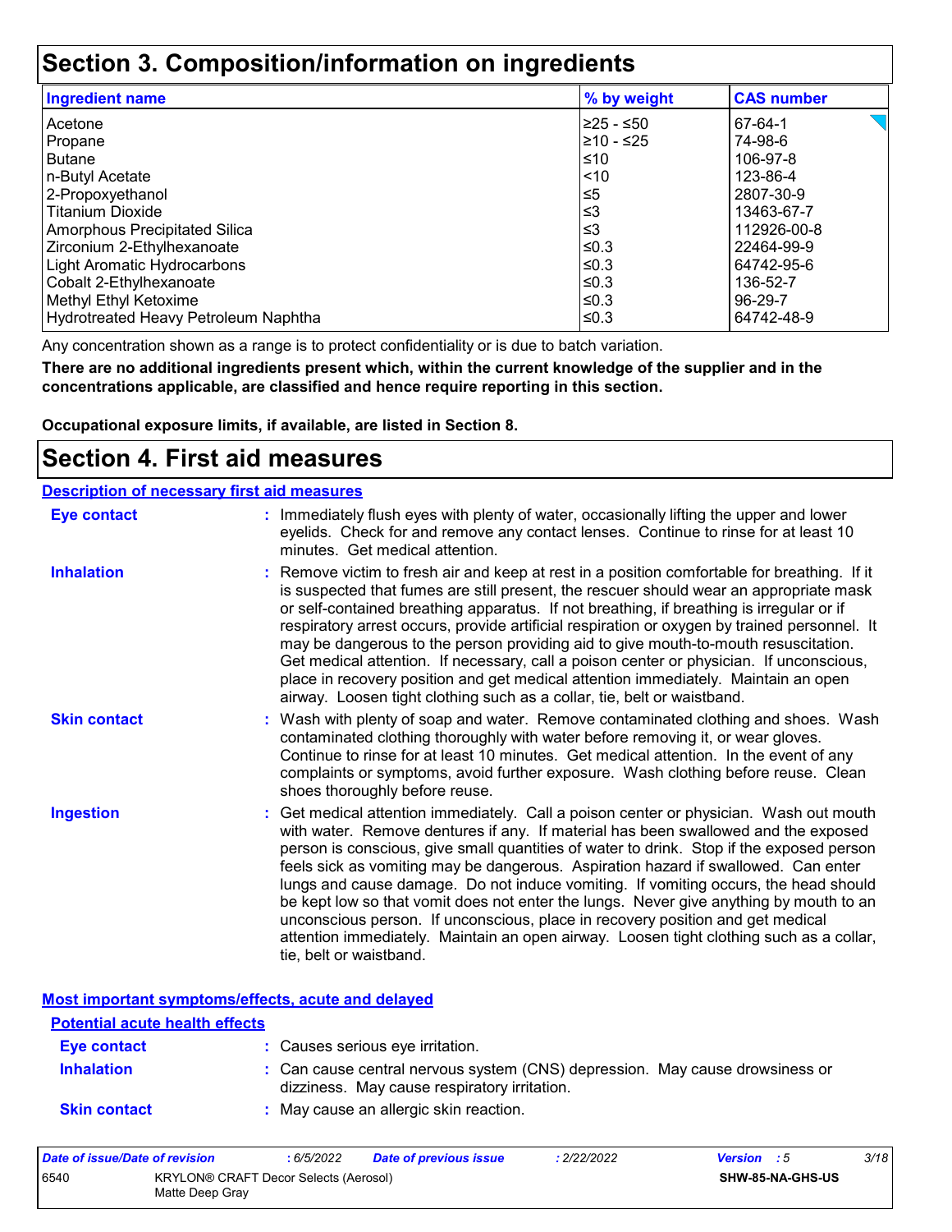# Section 3. Composition/information on ingredients

| Ingredient name | % by weight | CAS number |
|---|---|---|
| Acetone | ≥25 - ≤50 | 67-64-1 |
| Propane | ≥10 - ≤25 | 74-98-6 |
| Butane | ≤10 | 106-97-8 |
| n-Butyl Acetate | <10 | 123-86-4 |
| 2-Propoxyethanol | ≤5 | 2807-30-9 |
| Titanium Dioxide | ≤3 | 13463-67-7 |
| Amorphous Precipitated Silica | ≤3 | 112926-00-8 |
| Zirconium 2-Ethylhexanoate | ≤0.3 | 22464-99-9 |
| Light Aromatic Hydrocarbons | ≤0.3 | 64742-95-6 |
| Cobalt 2-Ethylhexanoate | ≤0.3 | 136-52-7 |
| Methyl Ethyl Ketoxime | ≤0.3 | 96-29-7 |
| Hydrotreated Heavy Petroleum Naphtha | ≤0.3 | 64742-48-9 |

Any concentration shown as a range is to protect confidentiality or is due to batch variation.

**There are no additional ingredients present which, within the current knowledge of the supplier and in the concentrations applicable, are classified and hence require reporting in this section.**

**Occupational exposure limits, if available, are listed in Section 8.**

# Section 4. First aid measures

## Description of necessary first aid measures

**Eye contact** : Immediately flush eyes with plenty of water, occasionally lifting the upper and lower eyelids. Check for and remove any contact lenses. Continue to rinse for at least 10 minutes. Get medical attention.

**Inhalation** : Remove victim to fresh air and keep at rest in a position comfortable for breathing. If it is suspected that fumes are still present, the rescuer should wear an appropriate mask or self-contained breathing apparatus. If not breathing, if breathing is irregular or if respiratory arrest occurs, provide artificial respiration or oxygen by trained personnel. It may be dangerous to the person providing aid to give mouth-to-mouth resuscitation. Get medical attention. If necessary, call a poison center or physician. If unconscious, place in recovery position and get medical attention immediately. Maintain an open airway. Loosen tight clothing such as a collar, tie, belt or waistband.

**Skin contact** : Wash with plenty of soap and water. Remove contaminated clothing and shoes. Wash contaminated clothing thoroughly with water before removing it, or wear gloves. Continue to rinse for at least 10 minutes. Get medical attention. In the event of any complaints or symptoms, avoid further exposure. Wash clothing before reuse. Clean shoes thoroughly before reuse.

**Ingestion** : Get medical attention immediately. Call a poison center or physician. Wash out mouth with water. Remove dentures if any. If material has been swallowed and the exposed person is conscious, give small quantities of water to drink. Stop if the exposed person feels sick as vomiting may be dangerous. Aspiration hazard if swallowed. Can enter lungs and cause damage. Do not induce vomiting. If vomiting occurs, the head should be kept low so that vomit does not enter the lungs. Never give anything by mouth to an unconscious person. If unconscious, place in recovery position and get medical attention immediately. Maintain an open airway. Loosen tight clothing such as a collar, tie, belt or waistband.

## Most important symptoms/effects, acute and delayed

### Potential acute health effects

**Eye contact** : Causes serious eye irritation.

**Inhalation** : Can cause central nervous system (CNS) depression. May cause drowsiness or dizziness. May cause respiratory irritation.

**Skin contact** : May cause an allergic skin reaction.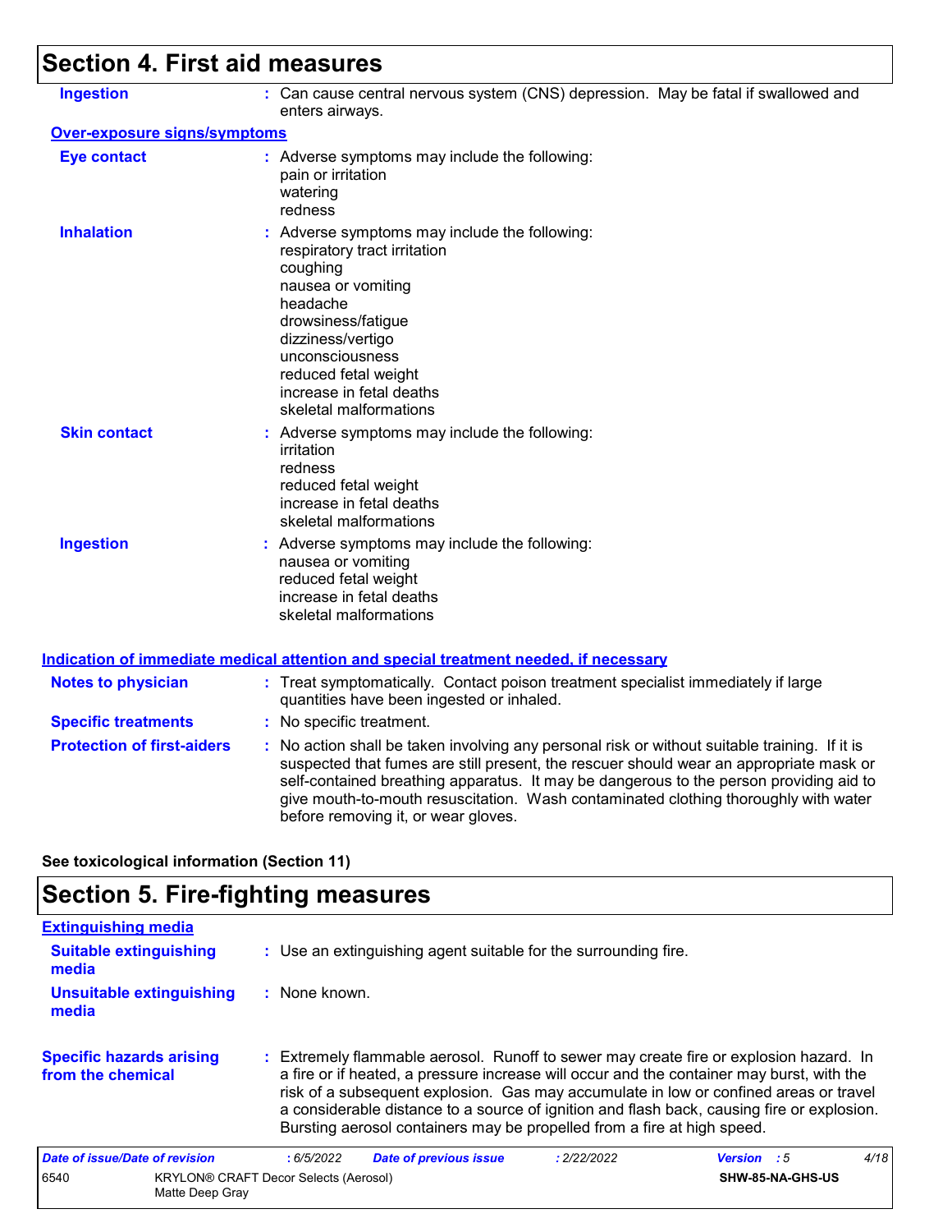# Section 4. First aid measures

**Ingestion** : Can cause central nervous system (CNS) depression. May be fatal if swallowed and enters airways.

**Over-exposure signs/symptoms**

**Eye contact** : Adverse symptoms may include the following:
pain or irritation
watering
redness

**Inhalation** : Adverse symptoms may include the following:
respiratory tract irritation
coughing
nausea or vomiting
headache
drowsiness/fatigue
dizziness/vertigo
unconsciousness
reduced fetal weight
increase in fetal deaths
skeletal malformations

**Skin contact** : Adverse symptoms may include the following:
irritation
redness
reduced fetal weight
increase in fetal deaths
skeletal malformations

**Ingestion** : Adverse symptoms may include the following:
nausea or vomiting
reduced fetal weight
increase in fetal deaths
skeletal malformations

**Indication of immediate medical attention and special treatment needed, if necessary**

**Notes to physician** : Treat symptomatically. Contact poison treatment specialist immediately if large quantities have been ingested or inhaled.

**Specific treatments** : No specific treatment.

**Protection of first-aiders** : No action shall be taken involving any personal risk or without suitable training. If it is suspected that fumes are still present, the rescuer should wear an appropriate mask or self-contained breathing apparatus. It may be dangerous to the person providing aid to give mouth-to-mouth resuscitation. Wash contaminated clothing thoroughly with water before removing it, or wear gloves.

**See toxicological information (Section 11)**

# Section 5. Fire-fighting measures

**Extinguishing media**

**Suitable extinguishing media** : Use an extinguishing agent suitable for the surrounding fire.

**Unsuitable extinguishing media** : None known.

**Specific hazards arising from the chemical** : Extremely flammable aerosol. Runoff to sewer may create fire or explosion hazard. In a fire or if heated, a pressure increase will occur and the container may burst, with the risk of a subsequent explosion. Gas may accumulate in low or confined areas or travel a considerable distance to a source of ignition and flash back, causing fire or explosion. Bursting aerosol containers may be propelled from a fire at high speed.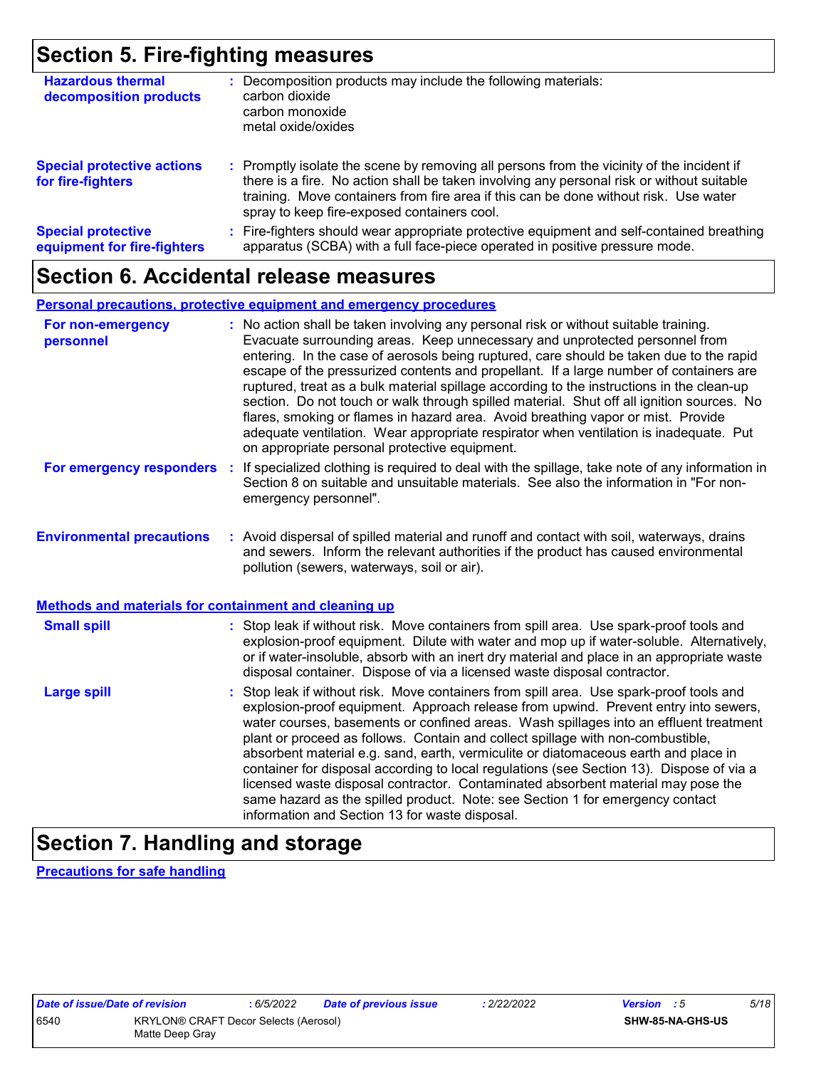## Section 5. Fire-fighting measures

**Hazardous thermal decomposition products** : Decomposition products may include the following materials:
carbon dioxide
carbon monoxide
metal oxide/oxides

**Special protective actions for fire-fighters** : Promptly isolate the scene by removing all persons from the vicinity of the incident if there is a fire. No action shall be taken involving any personal risk or without suitable training. Move containers from fire area if this can be done without risk. Use water spray to keep fire-exposed containers cool.

**Special protective equipment for fire-fighters** : Fire-fighters should wear appropriate protective equipment and self-contained breathing apparatus (SCBA) with a full face-piece operated in positive pressure mode.

## Section 6. Accidental release measures

### Personal precautions, protective equipment and emergency procedures

**For non-emergency personnel** : No action shall be taken involving any personal risk or without suitable training. Evacuate surrounding areas. Keep unnecessary and unprotected personnel from entering. In the case of aerosols being ruptured, care should be taken due to the rapid escape of the pressurized contents and propellant. If a large number of containers are ruptured, treat as a bulk material spillage according to the instructions in the clean-up section. Do not touch or walk through spilled material. Shut off all ignition sources. No flares, smoking or flames in hazard area. Avoid breathing vapor or mist. Provide adequate ventilation. Wear appropriate respirator when ventilation is inadequate. Put on appropriate personal protective equipment.

**For emergency responders** : If specialized clothing is required to deal with the spillage, take note of any information in Section 8 on suitable and unsuitable materials. See also the information in "For non-emergency personnel".

**Environmental precautions** : Avoid dispersal of spilled material and runoff and contact with soil, waterways, drains and sewers. Inform the relevant authorities if the product has caused environmental pollution (sewers, waterways, soil or air).

### Methods and materials for containment and cleaning up

**Small spill** : Stop leak if without risk. Move containers from spill area. Use spark-proof tools and explosion-proof equipment. Dilute with water and mop up if water-soluble. Alternatively, or if water-insoluble, absorb with an inert dry material and place in an appropriate waste disposal container. Dispose of via a licensed waste disposal contractor.

**Large spill** : Stop leak if without risk. Move containers from spill area. Use spark-proof tools and explosion-proof equipment. Approach release from upwind. Prevent entry into sewers, water courses, basements or confined areas. Wash spillages into an effluent treatment plant or proceed as follows. Contain and collect spillage with non-combustible, absorbent material e.g. sand, earth, vermiculite or diatomaceous earth and place in container for disposal according to local regulations (see Section 13). Dispose of via a licensed waste disposal contractor. Contaminated absorbent material may pose the same hazard as the spilled product. Note: see Section 1 for emergency contact information and Section 13 for waste disposal.

## Section 7. Handling and storage

### Precautions for safe handling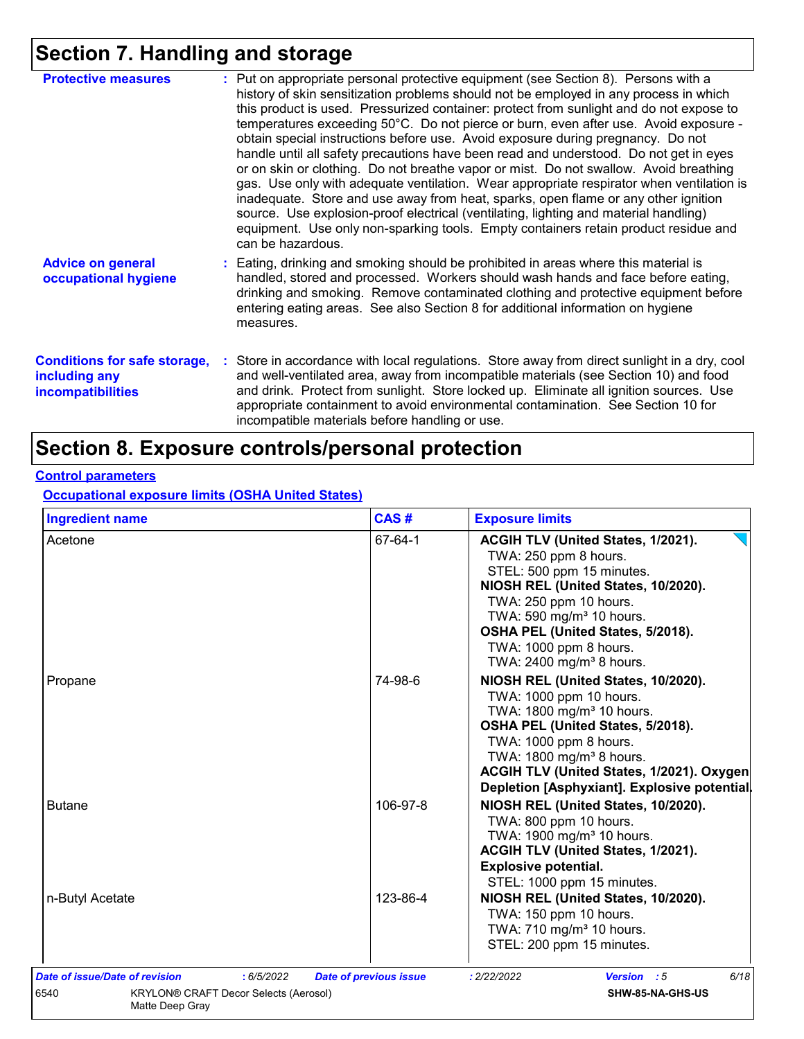## Section 7. Handling and storage

**Protective measures** : Put on appropriate personal protective equipment (see Section 8). Persons with a history of skin sensitization problems should not be employed in any process in which this product is used. Pressurized container: protect from sunlight and do not expose to temperatures exceeding 50°C. Do not pierce or burn, even after use. Avoid exposure - obtain special instructions before use. Avoid exposure during pregnancy. Do not handle until all safety precautions have been read and understood. Do not get in eyes or on skin or clothing. Do not breathe vapor or mist. Do not swallow. Avoid breathing gas. Use only with adequate ventilation. Wear appropriate respirator when ventilation is inadequate. Store and use away from heat, sparks, open flame or any other ignition source. Use explosion-proof electrical (ventilating, lighting and material handling) equipment. Use only non-sparking tools. Empty containers retain product residue and can be hazardous.

**Advice on general occupational hygiene** : Eating, drinking and smoking should be prohibited in areas where this material is handled, stored and processed. Workers should wash hands and face before eating, drinking and smoking. Remove contaminated clothing and protective equipment before entering eating areas. See also Section 8 for additional information on hygiene measures.

**Conditions for safe storage, including any incompatibilities** : Store in accordance with local regulations. Store away from direct sunlight in a dry, cool and well-ventilated area, away from incompatible materials (see Section 10) and food and drink. Protect from sunlight. Store locked up. Eliminate all ignition sources. Use appropriate containment to avoid environmental contamination. See Section 10 for incompatible materials before handling or use.

## Section 8. Exposure controls/personal protection

**Control parameters**

**Occupational exposure limits (OSHA United States)**

| Ingredient name | CAS # | Exposure limits |
|---|---|---|
| Acetone | 67-64-1 | **ACGIH TLV (United States, 1/2021).**<br>TWA: 250 ppm 8 hours.<br>STEL: 500 ppm 15 minutes.<br>**NIOSH REL (United States, 10/2020).**<br>TWA: 250 ppm 10 hours.<br>TWA: 590 mg/m³ 10 hours.<br>**OSHA PEL (United States, 5/2018).**<br>TWA: 1000 ppm 8 hours.<br>TWA: 2400 mg/m³ 8 hours. |
| Propane | 74-98-6 | **NIOSH REL (United States, 10/2020).**<br>TWA: 1000 ppm 10 hours.<br>TWA: 1800 mg/m³ 10 hours.<br>**OSHA PEL (United States, 5/2018).**<br>TWA: 1000 ppm 8 hours.<br>TWA: 1800 mg/m³ 8 hours.<br>**ACGIH TLV (United States, 1/2021). Oxygen Depletion [Asphyxiant]. Explosive potential.** |
| Butane | 106-97-8 | **NIOSH REL (United States, 10/2020).**<br>TWA: 800 ppm 10 hours.<br>TWA: 1900 mg/m³ 10 hours.<br>**ACGIH TLV (United States, 1/2021). Explosive potential.**<br>STEL: 1000 ppm 15 minutes. |
| n-Butyl Acetate | 123-86-4 | **NIOSH REL (United States, 10/2020).**<br>TWA: 150 ppm 10 hours.<br>TWA: 710 mg/m³ 10 hours.<br>STEL: 200 ppm 15 minutes. |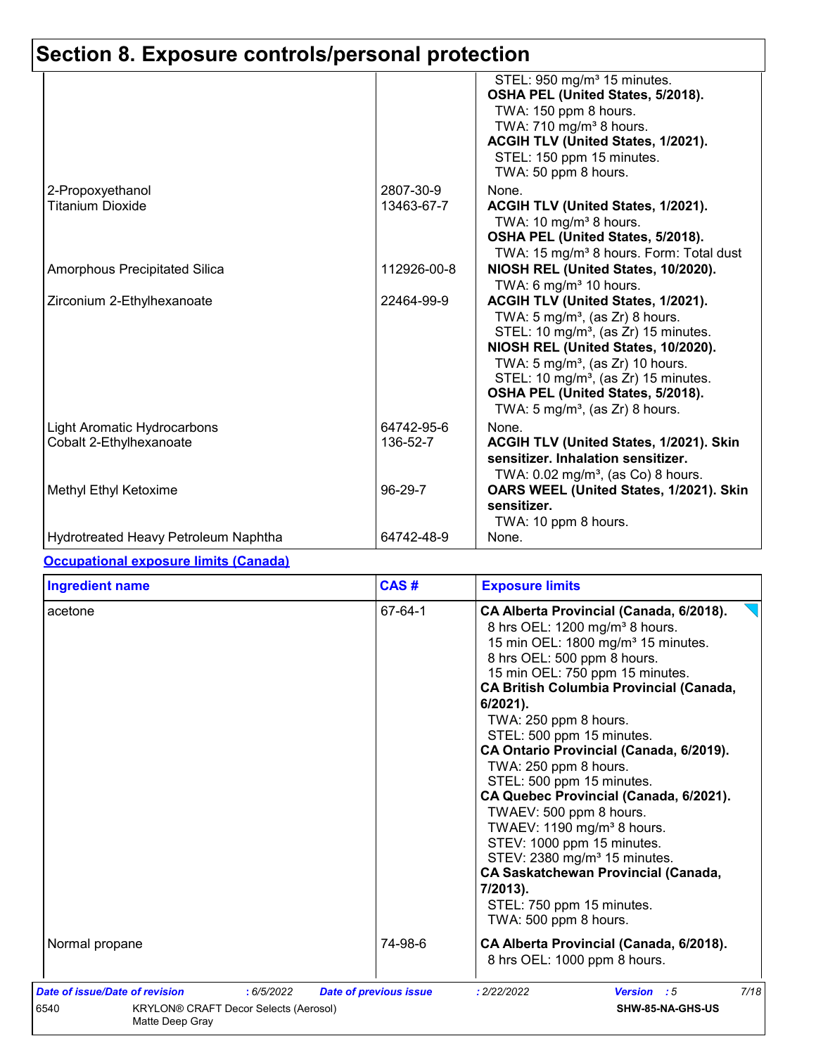# Section 8. Exposure controls/personal protection

| | | |
|---|---|---|
| | | STEL: 950 mg/m³ 15 minutes. **OSHA PEL (United States, 5/2018).** TWA: 150 ppm 8 hours. TWA: 710 mg/m³ 8 hours. **ACGIH TLV (United States, 1/2021).** STEL: 150 ppm 15 minutes. TWA: 50 ppm 8 hours. |
| 2-Propoxyethanol | 2807-30-9 | None. |
| Titanium Dioxide | 13463-67-7 | **ACGIH TLV (United States, 1/2021).** TWA: 10 mg/m³ 8 hours. **OSHA PEL (United States, 5/2018).** TWA: 15 mg/m³ 8 hours. Form: Total dust |
| Amorphous Precipitated Silica | 112926-00-8 | **NIOSH REL (United States, 10/2020).** TWA: 6 mg/m³ 10 hours. |
| Zirconium 2-Ethylhexanoate | 22464-99-9 | **ACGIH TLV (United States, 1/2021).** TWA: 5 mg/m³, (as Zr) 8 hours. STEL: 10 mg/m³, (as Zr) 15 minutes. **NIOSH REL (United States, 10/2020).** TWA: 5 mg/m³, (as Zr) 10 hours. STEL: 10 mg/m³, (as Zr) 15 minutes. **OSHA PEL (United States, 5/2018).** TWA: 5 mg/m³, (as Zr) 8 hours. |
| Light Aromatic Hydrocarbons | 64742-95-6 | None. |
| Cobalt 2-Ethylhexanoate | 136-52-7 | **ACGIH TLV (United States, 1/2021). Skin sensitizer. Inhalation sensitizer.** TWA: 0.02 mg/m³, (as Co) 8 hours. |
| Methyl Ethyl Ketoxime | 96-29-7 | **OARS WEEL (United States, 1/2021). Skin sensitizer.** TWA: 10 ppm 8 hours. |
| Hydrotreated Heavy Petroleum Naphtha | 64742-48-9 | None. |

**Occupational exposure limits (Canada)**

| Ingredient name | CAS # | Exposure limits |
|---|---|---|
| acetone | 67-64-1 | **CA Alberta Provincial (Canada, 6/2018).** 8 hrs OEL: 1200 mg/m³ 8 hours. 15 min OEL: 1800 mg/m³ 15 minutes. 8 hrs OEL: 500 ppm 8 hours. 15 min OEL: 750 ppm 15 minutes. **CA British Columbia Provincial (Canada, 6/2021).** TWA: 250 ppm 8 hours. STEL: 500 ppm 15 minutes. **CA Ontario Provincial (Canada, 6/2019).** TWA: 250 ppm 8 hours. STEL: 500 ppm 15 minutes. **CA Quebec Provincial (Canada, 6/2021).** TWAEV: 500 ppm 8 hours. TWAEV: 1190 mg/m³ 8 hours. STEV: 1000 ppm 15 minutes. STEV: 2380 mg/m³ 15 minutes. **CA Saskatchewan Provincial (Canada, 7/2013).** STEL: 750 ppm 15 minutes. TWA: 500 ppm 8 hours. |
| Normal propane | 74-98-6 | **CA Alberta Provincial (Canada, 6/2018).** 8 hrs OEL: 1000 ppm 8 hours. |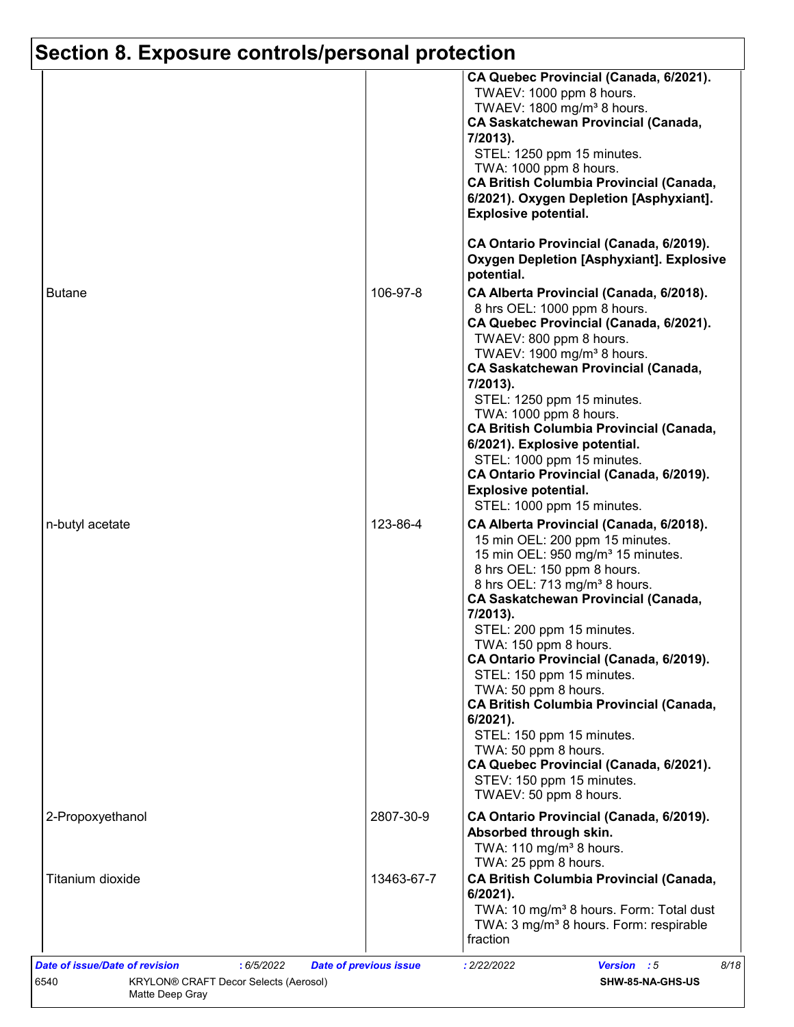## Section 8. Exposure controls/personal protection

| | | |
|---|---|---|
| | | **CA Quebec Provincial (Canada, 6/2021).**<br>TWAEV: 1000 ppm 8 hours.<br>TWAEV: 1800 mg/m³ 8 hours.<br>**CA Saskatchewan Provincial (Canada, 7/2013).**<br>STEL: 1250 ppm 15 minutes.<br>TWA: 1000 ppm 8 hours.<br>**CA British Columbia Provincial (Canada, 6/2021). Oxygen Depletion [Asphyxiant]. Explosive potential.**<br><br>**CA Ontario Provincial (Canada, 6/2019). Oxygen Depletion [Asphyxiant]. Explosive potential.** |
| Butane | 106-97-8 | **CA Alberta Provincial (Canada, 6/2018).**<br>8 hrs OEL: 1000 ppm 8 hours.<br>**CA Quebec Provincial (Canada, 6/2021).**<br>TWAEV: 800 ppm 8 hours.<br>TWAEV: 1900 mg/m³ 8 hours.<br>**CA Saskatchewan Provincial (Canada, 7/2013).**<br>STEL: 1250 ppm 15 minutes.<br>TWA: 1000 ppm 8 hours.<br>**CA British Columbia Provincial (Canada, 6/2021). Explosive potential.**<br>STEL: 1000 ppm 15 minutes.<br>**CA Ontario Provincial (Canada, 6/2019). Explosive potential.**<br>STEL: 1000 ppm 15 minutes. |
| n-butyl acetate | 123-86-4 | **CA Alberta Provincial (Canada, 6/2018).**<br>15 min OEL: 200 ppm 15 minutes.<br>15 min OEL: 950 mg/m³ 15 minutes.<br>8 hrs OEL: 150 ppm 8 hours.<br>8 hrs OEL: 713 mg/m³ 8 hours.<br>**CA Saskatchewan Provincial (Canada, 7/2013).**<br>STEL: 200 ppm 15 minutes.<br>TWA: 150 ppm 8 hours.<br>**CA Ontario Provincial (Canada, 6/2019).**<br>STEL: 150 ppm 15 minutes.<br>TWA: 50 ppm 8 hours.<br>**CA British Columbia Provincial (Canada, 6/2021).**<br>STEL: 150 ppm 15 minutes.<br>TWA: 50 ppm 8 hours.<br>**CA Quebec Provincial (Canada, 6/2021).**<br>STEV: 150 ppm 15 minutes.<br>TWAEV: 50 ppm 8 hours. |
| 2-Propoxyethanol | 2807-30-9 | **CA Ontario Provincial (Canada, 6/2019). Absorbed through skin.**<br>TWA: 110 mg/m³ 8 hours.<br>TWA: 25 ppm 8 hours. |
| Titanium dioxide | 13463-67-7 | **CA British Columbia Provincial (Canada, 6/2021).**<br>TWA: 10 mg/m³ 8 hours. Form: Total dust<br>TWA: 3 mg/m³ 8 hours. Form: respirable fraction |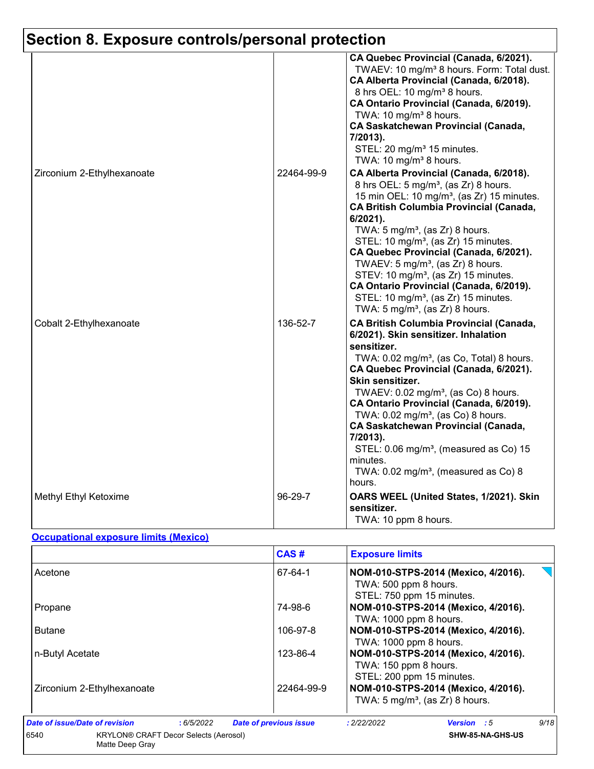# Section 8. Exposure controls/personal protection

| | | |
|---|---|---|
| | | **CA Quebec Provincial (Canada, 6/2021).**<br>TWAEV: 10 mg/m³ 8 hours. Form: Total dust.<br>**CA Alberta Provincial (Canada, 6/2018).**<br>8 hrs OEL: 10 mg/m³ 8 hours.<br>**CA Ontario Provincial (Canada, 6/2019).**<br>TWA: 10 mg/m³ 8 hours.<br>**CA Saskatchewan Provincial (Canada, 7/2013).**<br>STEL: 20 mg/m³ 15 minutes.<br>TWA: 10 mg/m³ 8 hours. |
| Zirconium 2-Ethylhexanoate | 22464-99-9 | **CA Alberta Provincial (Canada, 6/2018).**<br>8 hrs OEL: 5 mg/m³, (as Zr) 8 hours.<br>15 min OEL: 10 mg/m³, (as Zr) 15 minutes.<br>**CA British Columbia Provincial (Canada, 6/2021).**<br>TWA: 5 mg/m³, (as Zr) 8 hours.<br>STEL: 10 mg/m³, (as Zr) 15 minutes.<br>**CA Quebec Provincial (Canada, 6/2021).**<br>TWAEV: 5 mg/m³, (as Zr) 8 hours.<br>STEV: 10 mg/m³, (as Zr) 15 minutes.<br>**CA Ontario Provincial (Canada, 6/2019).**<br>STEL: 10 mg/m³, (as Zr) 15 minutes.<br>TWA: 5 mg/m³, (as Zr) 8 hours. |
| Cobalt 2-Ethylhexanoate | 136-52-7 | **CA British Columbia Provincial (Canada, 6/2021). Skin sensitizer. Inhalation sensitizer.**<br>TWA: 0.02 mg/m³, (as Co, Total) 8 hours.<br>**CA Quebec Provincial (Canada, 6/2021). Skin sensitizer.**<br>TWAEV: 0.02 mg/m³, (as Co) 8 hours.<br>**CA Ontario Provincial (Canada, 6/2019).**<br>TWA: 0.02 mg/m³, (as Co) 8 hours.<br>**CA Saskatchewan Provincial (Canada, 7/2013).**<br>STEL: 0.06 mg/m³, (measured as Co) 15 minutes.<br>TWA: 0.02 mg/m³, (measured as Co) 8 hours. |
| Methyl Ethyl Ketoxime | 96-29-7 | **OARS WEEL (United States, 1/2021). Skin sensitizer.**<br>TWA: 10 ppm 8 hours. |

**Occupational exposure limits (Mexico)**

| | CAS # | Exposure limits |
|---|---|---|
| Acetone | 67-64-1 | **NOM-010-STPS-2014 (Mexico, 4/2016).**<br>TWA: 500 ppm 8 hours.<br>STEL: 750 ppm 15 minutes. |
| Propane | 74-98-6 | **NOM-010-STPS-2014 (Mexico, 4/2016).**<br>TWA: 1000 ppm 8 hours. |
| Butane | 106-97-8 | **NOM-010-STPS-2014 (Mexico, 4/2016).**<br>TWA: 1000 ppm 8 hours. |
| n-Butyl Acetate | 123-86-4 | **NOM-010-STPS-2014 (Mexico, 4/2016).**<br>TWA: 150 ppm 8 hours.<br>STEL: 200 ppm 15 minutes. |
| Zirconium 2-Ethylhexanoate | 22464-99-9 | **NOM-010-STPS-2014 (Mexico, 4/2016).**<br>TWA: 5 mg/m³, (as Zr) 8 hours. |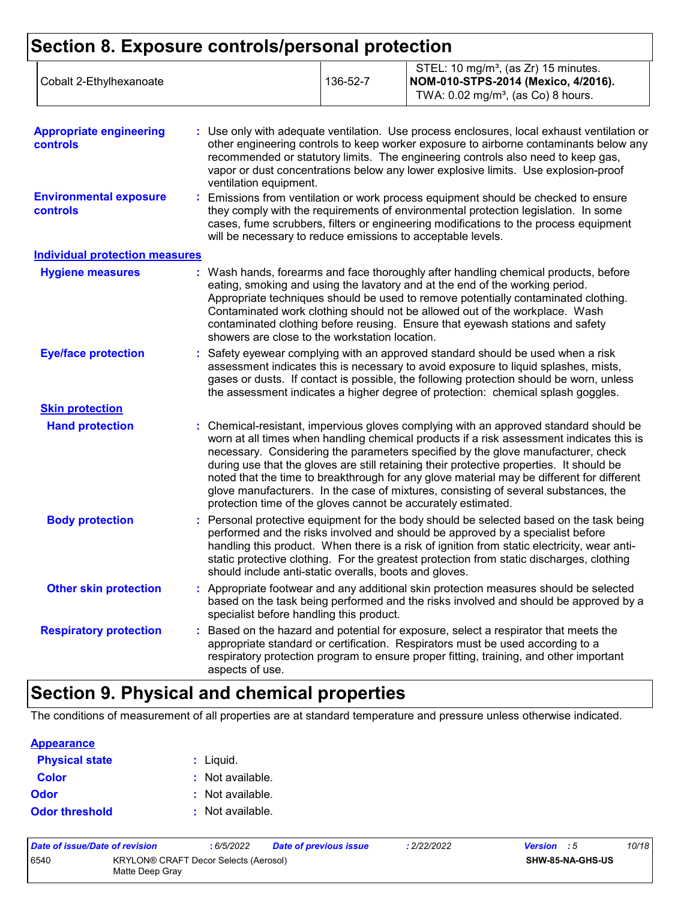# Section 8. Exposure controls/personal protection

| Cobalt 2-Ethylhexanoate | 136-52-7 | STEL: 10 mg/m³, (as Zr) 15 minutes. **NOM-010-STPS-2014 (Mexico, 4/2016).** TWA: 0.02 mg/m³, (as Co) 8 hours. |
|---|---|---|

**Appropriate engineering controls** : Use only with adequate ventilation. Use process enclosures, local exhaust ventilation or other engineering controls to keep worker exposure to airborne contaminants below any recommended or statutory limits. The engineering controls also need to keep gas, vapor or dust concentrations below any lower explosive limits. Use explosion-proof ventilation equipment.

**Environmental exposure controls** : Emissions from ventilation or work process equipment should be checked to ensure they comply with the requirements of environmental protection legislation. In some cases, fume scrubbers, filters or engineering modifications to the process equipment will be necessary to reduce emissions to acceptable levels.

**Individual protection measures**

**Hygiene measures** : Wash hands, forearms and face thoroughly after handling chemical products, before eating, smoking and using the lavatory and at the end of the working period. Appropriate techniques should be used to remove potentially contaminated clothing. Contaminated work clothing should not be allowed out of the workplace. Wash contaminated clothing before reusing. Ensure that eyewash stations and safety showers are close to the workstation location.

**Eye/face protection** : Safety eyewear complying with an approved standard should be used when a risk assessment indicates this is necessary to avoid exposure to liquid splashes, mists, gases or dusts. If contact is possible, the following protection should be worn, unless the assessment indicates a higher degree of protection: chemical splash goggles.

**Skin protection**

**Hand protection** : Chemical-resistant, impervious gloves complying with an approved standard should be worn at all times when handling chemical products if a risk assessment indicates this is necessary. Considering the parameters specified by the glove manufacturer, check during use that the gloves are still retaining their protective properties. It should be noted that the time to breakthrough for any glove material may be different for different glove manufacturers. In the case of mixtures, consisting of several substances, the protection time of the gloves cannot be accurately estimated.

**Body protection** : Personal protective equipment for the body should be selected based on the task being performed and the risks involved and should be approved by a specialist before handling this product. When there is a risk of ignition from static electricity, wear anti-static protective clothing. For the greatest protection from static discharges, clothing should include anti-static overalls, boots and gloves.

**Other skin protection** : Appropriate footwear and any additional skin protection measures should be selected based on the task being performed and the risks involved and should be approved by a specialist before handling this product.

**Respiratory protection** : Based on the hazard and potential for exposure, select a respirator that meets the appropriate standard or certification. Respirators must be used according to a respiratory protection program to ensure proper fitting, training, and other important aspects of use.

# Section 9. Physical and chemical properties

The conditions of measurement of all properties are at standard temperature and pressure unless otherwise indicated.

**Appearance**

**Physical state** : Liquid.

**Color** : Not available.

**Odor** : Not available.

**Odor threshold** : Not available.

| Date of issue/Date of revision | : 6/5/2022 | Date of previous issue | : 2/22/2022 | Version : 5 |
|---|---|---|---|---|
| 6540 | KRYLON® CRAFT Decor Selects (Aerosol) Matte Deep Gray | | | SHW-85-NA-GHS-US |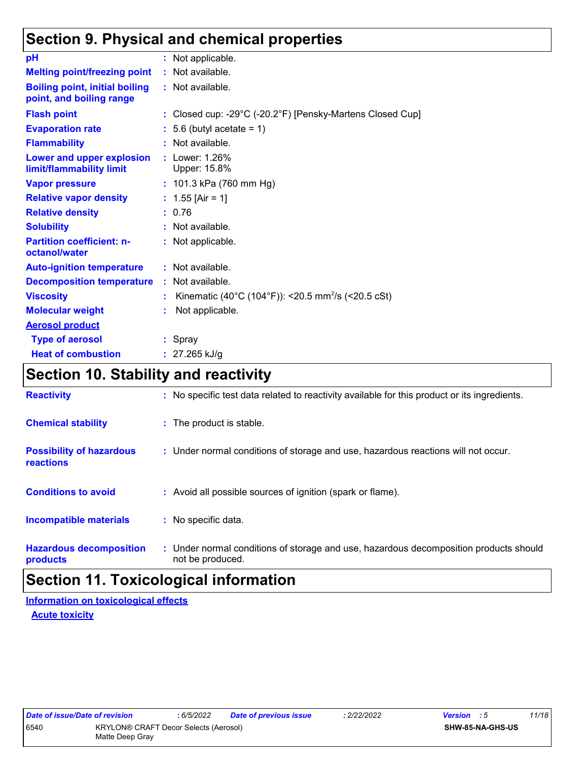# Section 9. Physical and chemical properties

| | |
|---|---|
| **pH** | : Not applicable. |
| **Melting point/freezing point** | : Not available. |
| **Boiling point, initial boiling point, and boiling range** | : Not available. |
| **Flash point** | : Closed cup: -29°C (-20.2°F) [Pensky-Martens Closed Cup] |
| **Evaporation rate** | : 5.6 (butyl acetate = 1) |
| **Flammability** | : Not available. |
| **Lower and upper explosion limit/flammability limit** | : Lower: 1.26%<br>Upper: 15.8% |
| **Vapor pressure** | : 101.3 kPa (760 mm Hg) |
| **Relative vapor density** | : 1.55 [Air = 1] |
| **Relative density** | : 0.76 |
| **Solubility** | : Not available. |
| **Partition coefficient: n-octanol/water** | : Not applicable. |
| **Auto-ignition temperature** | : Not available. |
| **Decomposition temperature** | : Not available. |
| **Viscosity** | : Kinematic (40°C (104°F)): <20.5 $mm^2/s$ (<20.5 cSt) |
| **Molecular weight** | : Not applicable. |
| **Aerosol product** | |
| **Type of aerosol** | : Spray |
| **Heat of combustion** | : 27.265 kJ/g |

# Section 10. Stability and reactivity

| | |
|---|---|
| **Reactivity** | : No specific test data related to reactivity available for this product or its ingredients. |
| **Chemical stability** | : The product is stable. |
| **Possibility of hazardous reactions** | : Under normal conditions of storage and use, hazardous reactions will not occur. |
| **Conditions to avoid** | : Avoid all possible sources of ignition (spark or flame). |
| **Incompatible materials** | : No specific data. |
| **Hazardous decomposition products** | : Under normal conditions of storage and use, hazardous decomposition products should not be produced. |

# Section 11. Toxicological information

## Information on toxicological effects

### Acute toxicity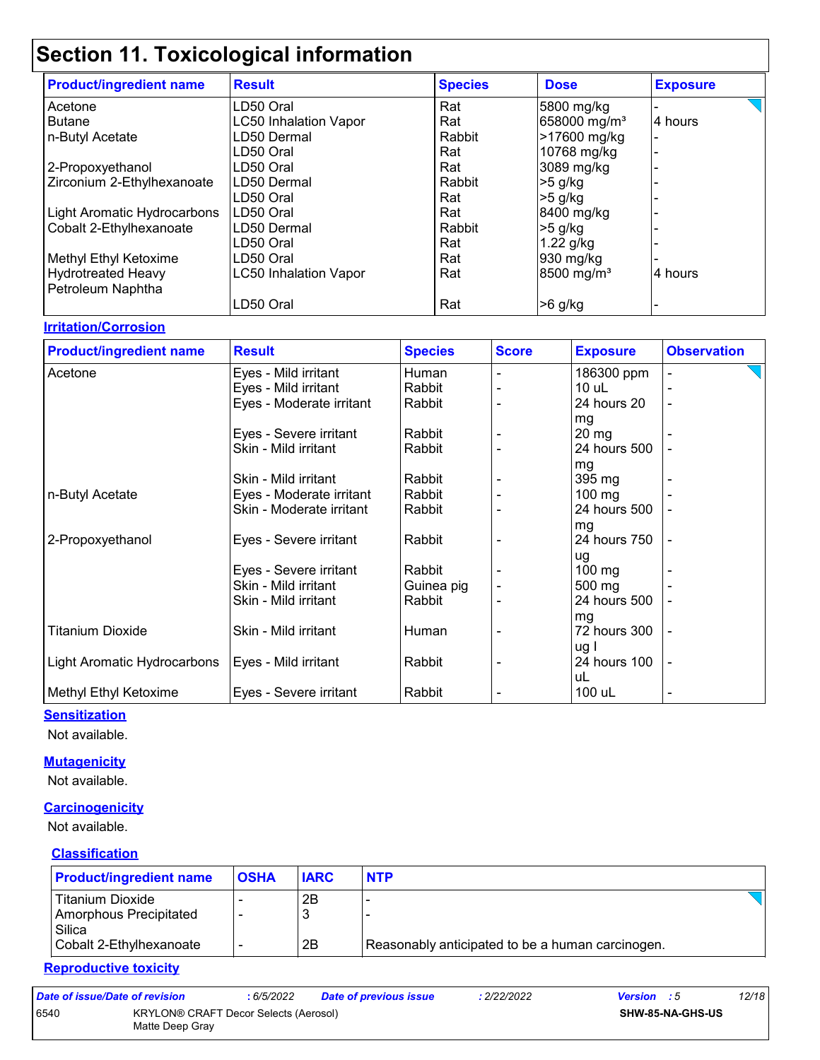# Section 11. Toxicological information

| Product/ingredient name | Result | Species | Dose | Exposure |
|---|---|---|---|---|
| Acetone | LD50 Oral | Rat | 5800 mg/kg | - |
| Butane | LC50 Inhalation Vapor | Rat | 658000 mg/m³ | 4 hours |
| n-Butyl Acetate | LD50 Dermal | Rabbit | >17600 mg/kg | - |
| | LD50 Oral | Rat | 10768 mg/kg | - |
| 2-Propoxyethanol | LD50 Oral | Rat | 3089 mg/kg | - |
| Zirconium 2-Ethylhexanoate | LD50 Dermal | Rabbit | >5 g/kg | - |
| | LD50 Oral | Rat | >5 g/kg | - |
| Light Aromatic Hydrocarbons | LD50 Oral | Rat | 8400 mg/kg | - |
| Cobalt 2-Ethylhexanoate | LD50 Dermal | Rabbit | >5 g/kg | - |
| | LD50 Oral | Rat | 1.22 g/kg | - |
| Methyl Ethyl Ketoxime | LD50 Oral | Rat | 930 mg/kg | - |
| Hydrotreated Heavy Petroleum Naphtha | LC50 Inhalation Vapor | Rat | 8500 mg/m³ | 4 hours |
| | LD50 Oral | Rat | >6 g/kg | - |

**Irritation/Corrosion**

| Product/ingredient name | Result | Species | Score | Exposure | Observation |
|---|---|---|---|---|---|
| Acetone | Eyes - Mild irritant | Human | - | 186300 ppm | - |
| | Eyes - Mild irritant | Rabbit | - | 10 uL | - |
| | Eyes - Moderate irritant | Rabbit | - | 24 hours 20 mg | - |
| | Eyes - Severe irritant | Rabbit | - | 20 mg | - |
| | Skin - Mild irritant | Rabbit | - | 24 hours 500 mg | - |
| | Skin - Mild irritant | Rabbit | - | 395 mg | - |
| n-Butyl Acetate | Eyes - Moderate irritant | Rabbit | - | 100 mg | - |
| | Skin - Moderate irritant | Rabbit | - | 24 hours 500 mg | - |
| 2-Propoxyethanol | Eyes - Severe irritant | Rabbit | - | 24 hours 750 ug | - |
| | Eyes - Severe irritant | Rabbit | - | 100 mg | - |
| | Skin - Mild irritant | Guinea pig | - | 500 mg | - |
| | Skin - Mild irritant | Rabbit | - | 24 hours 500 mg | - |
| Titanium Dioxide | Skin - Mild irritant | Human | - | 72 hours 300 ug I | - |
| Light Aromatic Hydrocarbons | Eyes - Mild irritant | Rabbit | - | 24 hours 100 uL | - |
| Methyl Ethyl Ketoxime | Eyes - Severe irritant | Rabbit | - | 100 uL | - |

**Sensitization**

Not available.

**Mutagenicity**

Not available.

**Carcinogenicity**

Not available.

**Classification**

| Product/ingredient name | OSHA | IARC | NTP |
|---|---|---|---|
| Titanium Dioxide | - | 2B | - |
| Amorphous Precipitated Silica | - | 3 | - |
| Cobalt 2-Ethylhexanoate | - | 2B | Reasonably anticipated to be a human carcinogen. |

**Reproductive toxicity**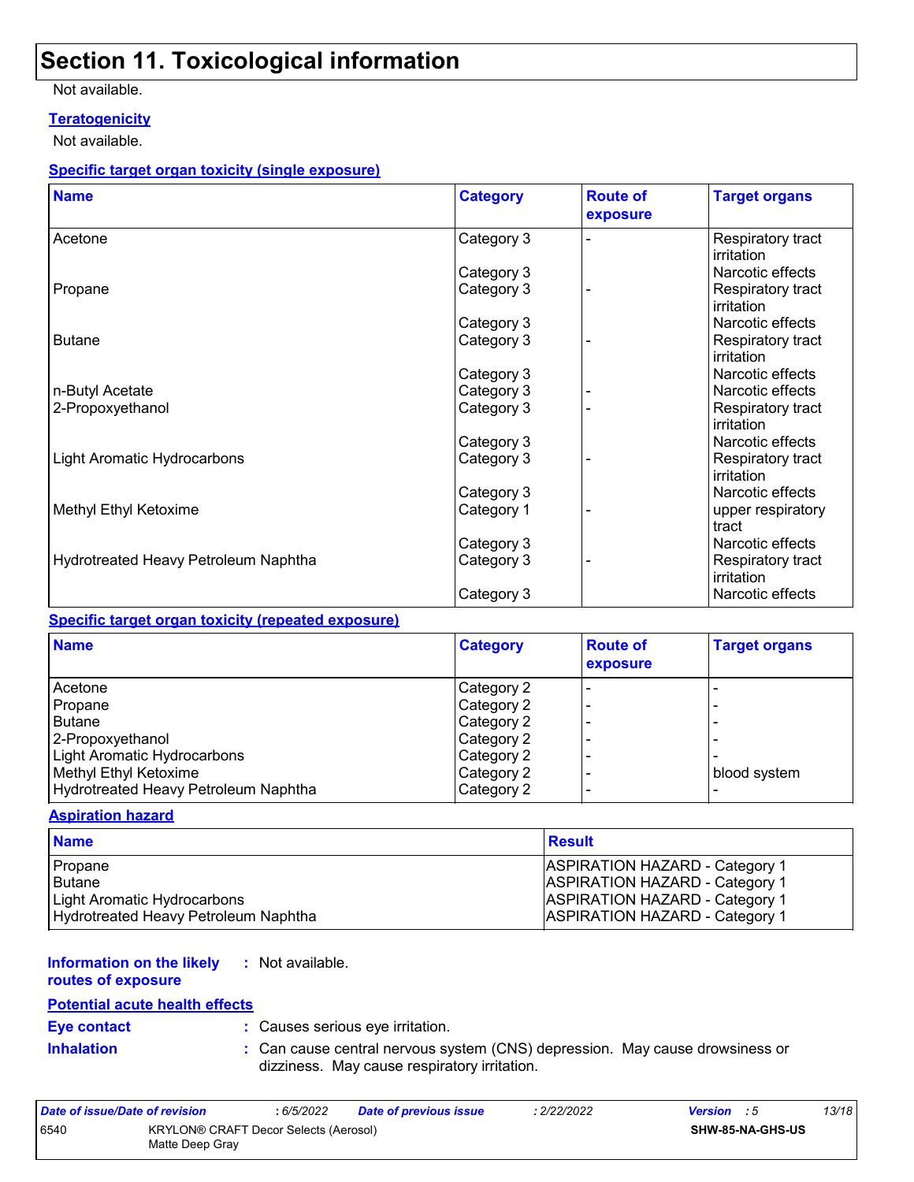# Section 11. Toxicological information

Not available.

### Teratogenicity

Not available.

### Specific target organ toxicity (single exposure)

| Name | Category | Route of exposure | Target organs |
| --- | --- | --- | --- |
| Acetone | Category 3 | - | Respiratory tract irritation |
| | Category 3 | | Narcotic effects |
| Propane | Category 3 | - | Respiratory tract irritation |
| | Category 3 | | Narcotic effects |
| Butane | Category 3 | - | Respiratory tract irritation |
| | Category 3 | | Narcotic effects |
| n-Butyl Acetate | Category 3 | - | Narcotic effects |
| 2-Propoxyethanol | Category 3 | - | Respiratory tract irritation |
| | Category 3 | | Narcotic effects |
| Light Aromatic Hydrocarbons | Category 3 | - | Respiratory tract irritation |
| | Category 3 | | Narcotic effects |
| Methyl Ethyl Ketoxime | Category 1 | - | upper respiratory tract |
| | Category 3 | | Narcotic effects |
| Hydrotreated Heavy Petroleum Naphtha | Category 3 | - | Respiratory tract irritation |
| | Category 3 | | Narcotic effects |

### Specific target organ toxicity (repeated exposure)

| Name | Category | Route of exposure | Target organs |
| --- | --- | --- | --- |
| Acetone | Category 2 | - | - |
| Propane | Category 2 | - | - |
| Butane | Category 2 | - | - |
| 2-Propoxyethanol | Category 2 | - | - |
| Light Aromatic Hydrocarbons | Category 2 | - | - |
| Methyl Ethyl Ketoxime | Category 2 | - | blood system |
| Hydrotreated Heavy Petroleum Naphtha | Category 2 | - | - |

### Aspiration hazard

| Name | Result |
| --- | --- |
| Propane | ASPIRATION HAZARD - Category 1 |
| Butane | ASPIRATION HAZARD - Category 1 |
| Light Aromatic Hydrocarbons | ASPIRATION HAZARD - Category 1 |
| Hydrotreated Heavy Petroleum Naphtha | ASPIRATION HAZARD - Category 1 |

**Information on the likely routes of exposure** : Not available.

### Potential acute health effects

**Eye contact** : Causes serious eye irritation.

**Inhalation** : Can cause central nervous system (CNS) depression. May cause drowsiness or dizziness. May cause respiratory irritation.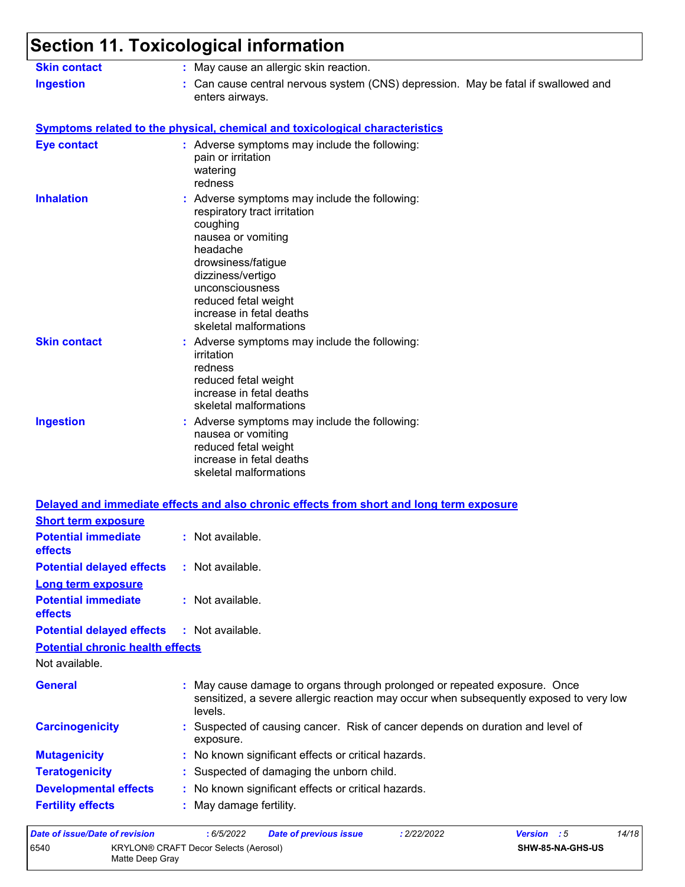# Section 11. Toxicological information

**Skin contact** : May cause an allergic skin reaction.

**Ingestion** : Can cause central nervous system (CNS) depression. May be fatal if swallowed and enters airways.

**Symptoms related to the physical, chemical and toxicological characteristics**

**Eye contact** : Adverse symptoms may include the following:
pain or irritation
watering
redness

**Inhalation** : Adverse symptoms may include the following:
respiratory tract irritation
coughing
nausea or vomiting
headache
drowsiness/fatigue
dizziness/vertigo
unconsciousness
reduced fetal weight
increase in fetal deaths
skeletal malformations

**Skin contact** : Adverse symptoms may include the following:
irritation
redness
reduced fetal weight
increase in fetal deaths
skeletal malformations

**Ingestion** : Adverse symptoms may include the following:
nausea or vomiting
reduced fetal weight
increase in fetal deaths
skeletal malformations

**Delayed and immediate effects and also chronic effects from short and long term exposure**

**Short term exposure**

**Potential immediate effects** : Not available.

**Potential delayed effects** : Not available.

**Long term exposure**

**Potential immediate effects** : Not available.

**Potential delayed effects** : Not available.

**Potential chronic health effects**

Not available.

**General** : May cause damage to organs through prolonged or repeated exposure. Once sensitized, a severe allergic reaction may occur when subsequently exposed to very low levels.

**Carcinogenicity** : Suspected of causing cancer. Risk of cancer depends on duration and level of exposure.

**Mutagenicity** : No known significant effects or critical hazards.

**Teratogenicity** : Suspected of damaging the unborn child.

**Developmental effects** : No known significant effects or critical hazards.

**Fertility effects** : May damage fertility.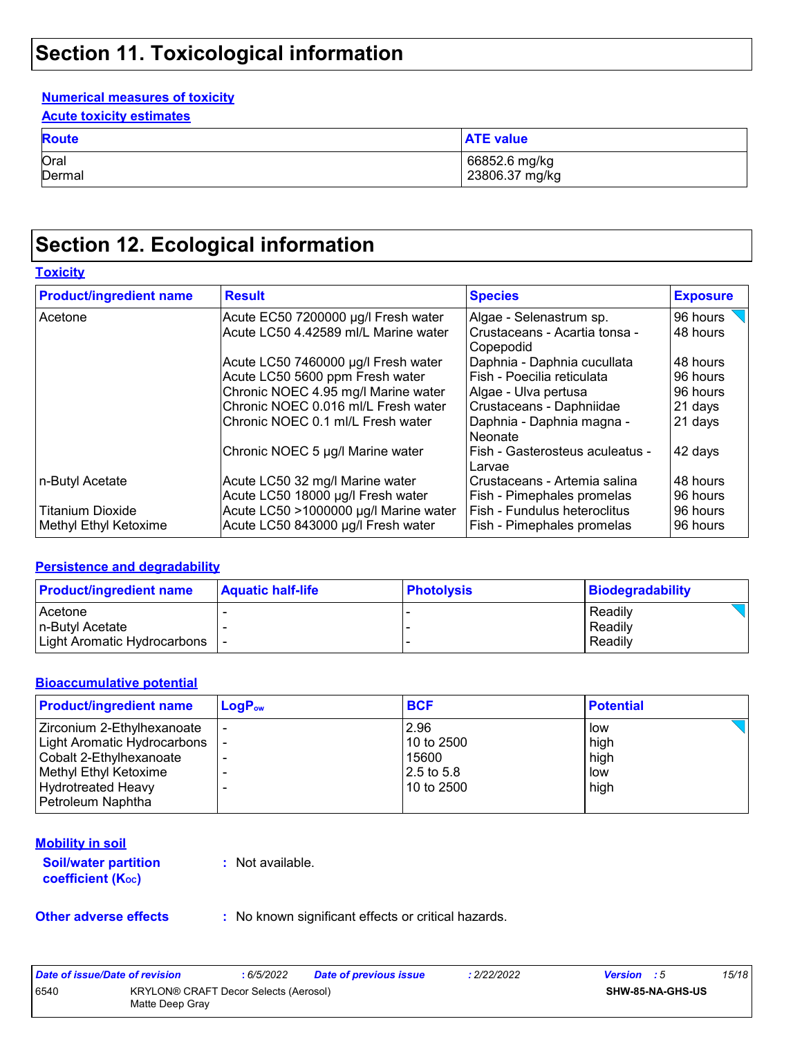# Section 11. Toxicological information

**Numerical measures of toxicity**

**Acute toxicity estimates**

| Route | ATE value |
|---|---|
| Oral | 66852.6 mg/kg |
| Dermal | 23806.37 mg/kg |

# Section 12. Ecological information

**Toxicity**

| Product/ingredient name | Result | Species | Exposure |
|---|---|---|---|
| Acetone | Acute EC50 7200000 µg/l Fresh water | Algae - Selenastrum sp. | 96 hours |
| | Acute LC50 4.42589 ml/L Marine water | Crustaceans - Acartia tonsa - Copepodid | 48 hours |
| | Acute LC50 7460000 µg/l Fresh water | Daphnia - Daphnia cucullata | 48 hours |
| | Acute LC50 5600 ppm Fresh water | Fish - Poecilia reticulata | 96 hours |
| | Chronic NOEC 4.95 mg/l Marine water | Algae - Ulva pertusa | 96 hours |
| | Chronic NOEC 0.016 ml/L Fresh water | Crustaceans - Daphniidae | 21 days |
| | Chronic NOEC 0.1 ml/L Fresh water | Daphnia - Daphnia magna - Neonate | 21 days |
| | Chronic NOEC 5 µg/l Marine water | Fish - Gasterosteus aculeatus - Larvae | 42 days |
| n-Butyl Acetate | Acute LC50 32 mg/l Marine water | Crustaceans - Artemia salina | 48 hours |
| | Acute LC50 18000 µg/l Fresh water | Fish - Pimephales promelas | 96 hours |
| Titanium Dioxide | Acute LC50 >1000000 µg/l Marine water | Fish - Fundulus heteroclitus | 96 hours |
| Methyl Ethyl Ketoxime | Acute LC50 843000 µg/l Fresh water | Fish - Pimephales promelas | 96 hours |

**Persistence and degradability**

| Product/ingredient name | Aquatic half-life | Photolysis | Biodegradability |
|---|---|---|---|
| Acetone | - | - | Readily |
| n-Butyl Acetate | - | - | Readily |
| Light Aromatic Hydrocarbons | - | - | Readily |

**Bioaccumulative potential**

| Product/ingredient name | $LogP_{ow}$ | BCF | Potential |
|---|---|---|---|
| Zirconium 2-Ethylhexanoate | - | 2.96 | low |
| Light Aromatic Hydrocarbons | - | 10 to 2500 | high |
| Cobalt 2-Ethylhexanoate | - | 15600 | high |
| Methyl Ethyl Ketoxime | - | 2.5 to 5.8 | low |
| Hydrotreated Heavy Petroleum Naphtha | - | 10 to 2500 | high |

**Mobility in soil**

**Soil/water partition coefficient ($K_{OC}$)** : Not available.

**Other adverse effects** : No known significant effects or critical hazards.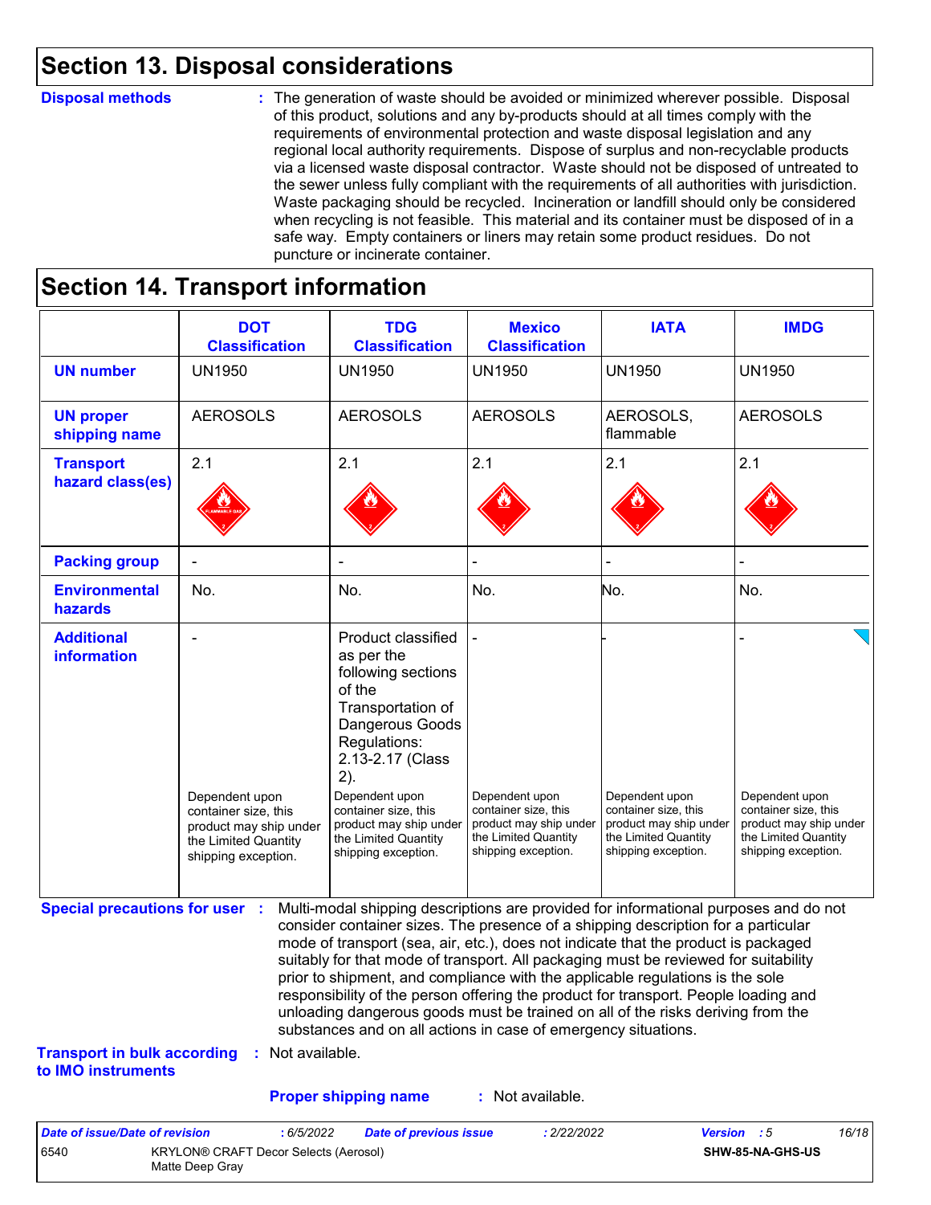# Section 13. Disposal considerations

**Disposal methods** : The generation of waste should be avoided or minimized wherever possible. Disposal of this product, solutions and any by-products should at all times comply with the requirements of environmental protection and waste disposal legislation and any regional local authority requirements. Dispose of surplus and non-recyclable products via a licensed waste disposal contractor. Waste should not be disposed of untreated to the sewer unless fully compliant with the requirements of all authorities with jurisdiction. Waste packaging should be recycled. Incineration or landfill should only be considered when recycling is not feasible. This material and its container must be disposed of in a safe way. Empty containers or liners may retain some product residues. Do not puncture or incinerate container.

# Section 14. Transport information

| | DOT Classification | TDG Classification | Mexico Classification | IATA | IMDG |
|---|---|---|---|---|---|
| **UN number** | UN1950 | UN1950 | UN1950 | UN1950 | UN1950 |
| **UN proper shipping name** | AEROSOLS | AEROSOLS | AEROSOLS | AEROSOLS, flammable | AEROSOLS |
| **Transport hazard class(es)** | 2.1 | 2.1 | 2.1 | 2.1 | 2.1 |
| **Packing group** | - | - | - | - | - |
| **Environmental hazards** | No. | No. | No. | No. | No. |
| **Additional information** | - Dependent upon container size, this product may ship under the Limited Quantity shipping exception. | Product classified as per the following sections of the Transportation of Dangerous Goods Regulations: 2.13-2.17 (Class 2). Dependent upon container size, this product may ship under the Limited Quantity shipping exception. | - Dependent upon container size, this product may ship under the Limited Quantity shipping exception. | - Dependent upon container size, this product may ship under the Limited Quantity shipping exception. | - Dependent upon container size, this product may ship under the Limited Quantity shipping exception. |

**Special precautions for user** : Multi-modal shipping descriptions are provided for informational purposes and do not consider container sizes. The presence of a shipping description for a particular mode of transport (sea, air, etc.), does not indicate that the product is packaged suitably for that mode of transport. All packaging must be reviewed for suitability prior to shipment, and compliance with the applicable regulations is the sole responsibility of the person offering the product for transport. People loading and unloading dangerous goods must be trained on all of the risks deriving from the substances and on all actions in case of emergency situations.

**Transport in bulk according to IMO instruments** : Not available.

**Proper shipping name** : Not available.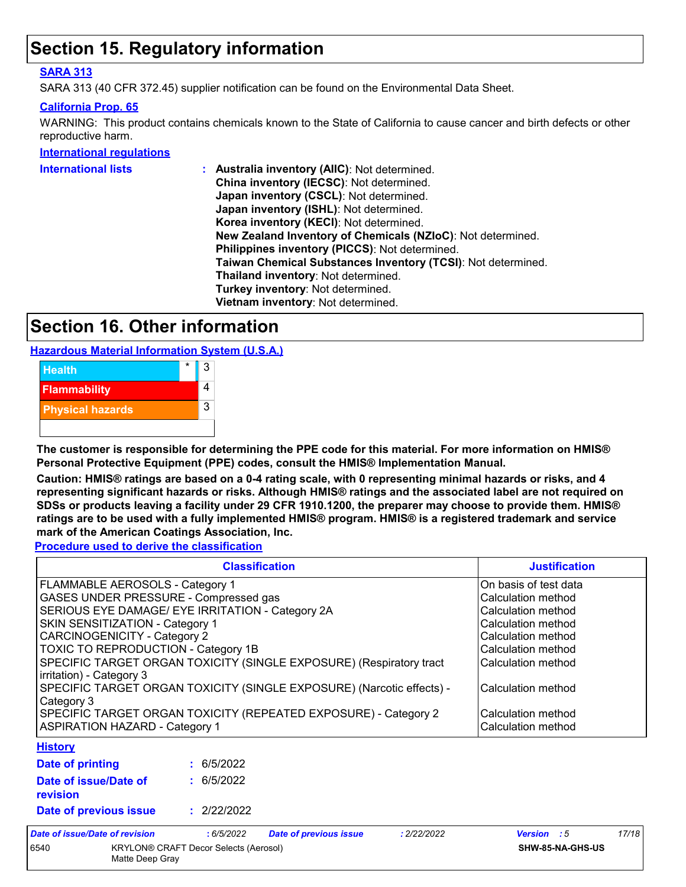# Section 15. Regulatory information

**SARA 313**

SARA 313 (40 CFR 372.45) supplier notification can be found on the Environmental Data Sheet.

**California Prop. 65**

WARNING: This product contains chemicals known to the State of California to cause cancer and birth defects or other reproductive harm.

**International regulations**

**International lists** :
**Australia inventory (AIIC)**: Not determined.
**China inventory (IECSC)**: Not determined.
**Japan inventory (CSCL)**: Not determined.
**Japan inventory (ISHL)**: Not determined.
**Korea inventory (KECI)**: Not determined.
**New Zealand Inventory of Chemicals (NZIoC)**: Not determined.
**Philippines inventory (PICCS)**: Not determined.
**Taiwan Chemical Substances Inventory (TCSI)**: Not determined.
**Thailand inventory**: Not determined.
**Turkey inventory**: Not determined.
**Vietnam inventory**: Not determined.

# Section 16. Other information

**Hazardous Material Information System (U.S.A.)**

| | | |
|---|---|---|
| Health | * | 3 |
| Flammability | | 4 |
| Physical hazards | | 3 |
| | | |

**The customer is responsible for determining the PPE code for this material. For more information on HMIS® Personal Protective Equipment (PPE) codes, consult the HMIS® Implementation Manual.**

**Caution: HMIS® ratings are based on a 0-4 rating scale, with 0 representing minimal hazards or risks, and 4 representing significant hazards or risks. Although HMIS® ratings and the associated label are not required on SDSs or products leaving a facility under 29 CFR 1910.1200, the preparer may choose to provide them. HMIS® ratings are to be used with a fully implemented HMIS® program. HMIS® is a registered trademark and service mark of the American Coatings Association, Inc.**

**Procedure used to derive the classification**

| Classification | Justification |
|---|---|
| FLAMMABLE AEROSOLS - Category 1 | On basis of test data |
| GASES UNDER PRESSURE - Compressed gas | Calculation method |
| SERIOUS EYE DAMAGE/ EYE IRRITATION - Category 2A | Calculation method |
| SKIN SENSITIZATION - Category 1 | Calculation method |
| CARCINOGENICITY - Category 2 | Calculation method |
| TOXIC TO REPRODUCTION - Category 1B | Calculation method |
| SPECIFIC TARGET ORGAN TOXICITY (SINGLE EXPOSURE) (Respiratory tract irritation) - Category 3 | Calculation method |
| SPECIFIC TARGET ORGAN TOXICITY (SINGLE EXPOSURE) (Narcotic effects) - Category 3 | Calculation method |
| SPECIFIC TARGET ORGAN TOXICITY (REPEATED EXPOSURE) - Category 2 | Calculation method |
| ASPIRATION HAZARD - Category 1 | Calculation method |

**History**

**Date of printing** : 6/5/2022

**Date of issue/Date of revision** : 6/5/2022

**Date of previous issue** : 2/22/2022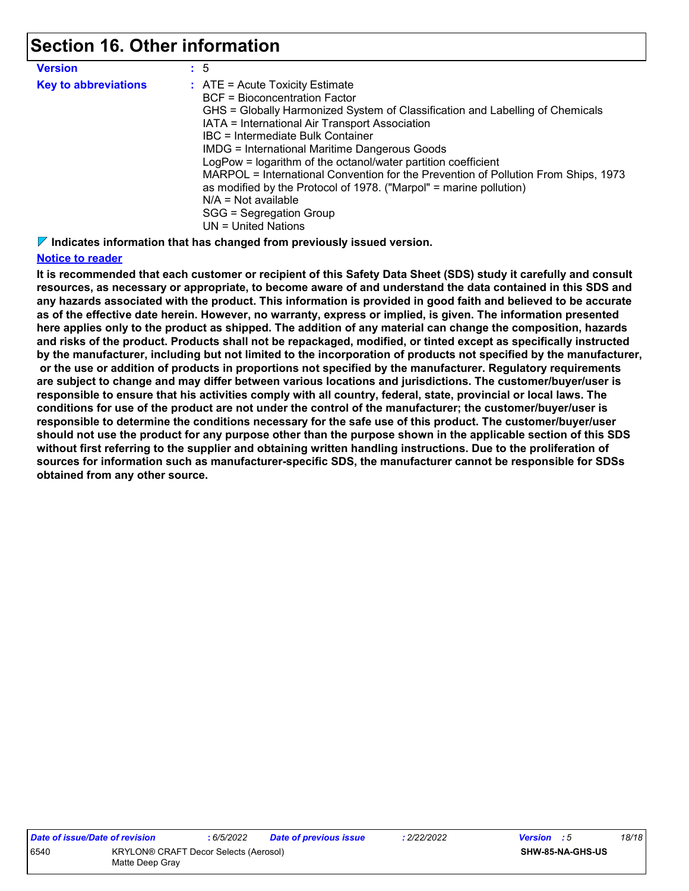# Section 16. Other information

**Version** : 5

**Key to abbreviations** : ATE = Acute Toxicity Estimate
BCF = Bioconcentration Factor
GHS = Globally Harmonized System of Classification and Labelling of Chemicals
IATA = International Air Transport Association
IBC = Intermediate Bulk Container
IMDG = International Maritime Dangerous Goods
LogPow = logarithm of the octanol/water partition coefficient
MARPOL = International Convention for the Prevention of Pollution From Ships, 1973 as modified by the Protocol of 1978. ("Marpol" = marine pollution)
N/A = Not available
SGG = Segregation Group
UN = United Nations

**Indicates information that has changed from previously issued version.**

**Notice to reader**

**It is recommended that each customer or recipient of this Safety Data Sheet (SDS) study it carefully and consult resources, as necessary or appropriate, to become aware of and understand the data contained in this SDS and any hazards associated with the product. This information is provided in good faith and believed to be accurate as of the effective date herein. However, no warranty, express or implied, is given. The information presented here applies only to the product as shipped. The addition of any material can change the composition, hazards and risks of the product. Products shall not be repackaged, modified, or tinted except as specifically instructed by the manufacturer, including but not limited to the incorporation of products not specified by the manufacturer, or the use or addition of products in proportions not specified by the manufacturer. Regulatory requirements are subject to change and may differ between various locations and jurisdictions. The customer/buyer/user is responsible to ensure that his activities comply with all country, federal, state, provincial or local laws. The conditions for use of the product are not under the control of the manufacturer; the customer/buyer/user is responsible to determine the conditions necessary for the safe use of this product. The customer/buyer/user should not use the product for any purpose other than the purpose shown in the applicable section of this SDS without first referring to the supplier and obtaining written handling instructions. Due to the proliferation of sources for information such as manufacturer-specific SDS, the manufacturer cannot be responsible for SDSs obtained from any other source.**